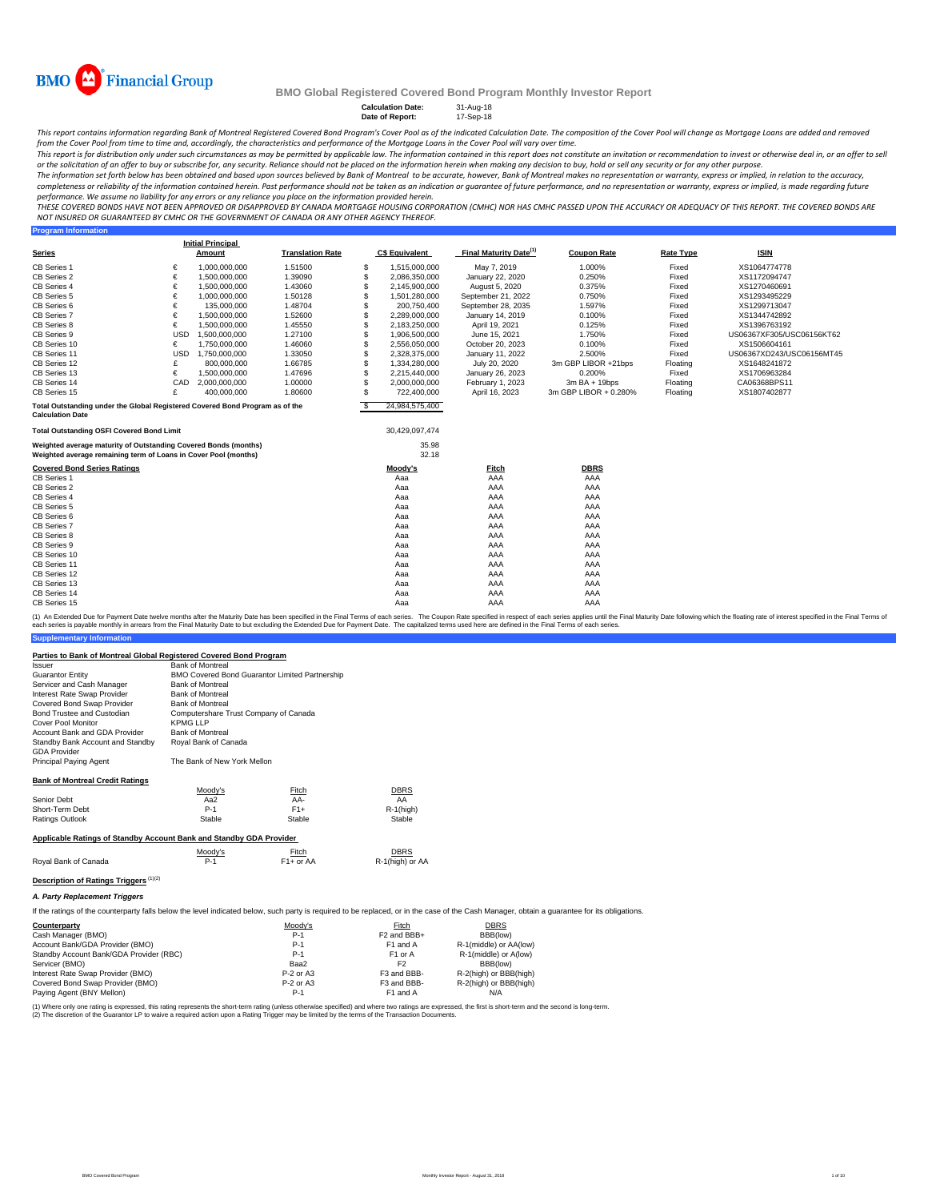BMO Financial Group

# BMO Global Registered Covered Bond Program Monthly Investor Report

**Calculation Date:** 31-Aug-18
**Date of Report:** 17-Sep-18

*This report contains information regarding Bank of Montreal Registered Covered Bond Program's Cover Pool as of the indicated Calculation Date. The composition of the Cover Pool will change as Mortgage Loans are added and removed from the Cover Pool from time to time and, accordingly, the characteristics and performance of the Mortgage Loans in the Cover Pool will vary over time.*

*This report is for distribution only under such circumstances as may be permitted by applicable law. The information contained in this report does not constitute an invitation or recommendation to invest or otherwise deal in, or an offer to sell or the solicitation of an offer to buy or subscribe for, any security. Reliance should not be placed on the information herein when making any decision to buy, hold or sell any security or for any other purpose.*

*The information set forth below has been obtained and based upon sources believed by Bank of Montreal to be accurate, however, Bank of Montreal makes no representation or warranty, express or implied, in relation to the accuracy, completeness or reliability of the information contained herein. Past performance should not be taken as an indication or guarantee of future performance, and no representation or warranty, express or implied, is made regarding future performance. We assume no liability for any errors or any reliance you place on the information provided herein.*

*THESE COVERED BONDS HAVE NOT BEEN APPROVED OR DISAPPROVED BY CANADA MORTGAGE HOUSING CORPORATION (CMHC) NOR HAS CMHC PASSED UPON THE ACCURACY OR ADEQUACY OF THIS REPORT. THE COVERED BONDS ARE NOT INSURED OR GUARANTEED BY CMHC OR THE GOVERNMENT OF CANADA OR ANY OTHER AGENCY THEREOF.*

## Program Information

| Series | | Initial Principal Amount | Translation Rate | C$ Equivalent | Final Maturity Date[1] | Coupon Rate | Rate Type | ISIN |
|---|---|---|---|---|---|---|---|---|
| CB Series 1 | € | 1,000,000,000 | 1.51500 | $ 1,515,000,000 | May 7, 2019 | 1.000% | Fixed | XS1064774778 |
| CB Series 2 | € | 1,500,000,000 | 1.39090 | $ 2,086,350,000 | January 22, 2020 | 0.250% | Fixed | XS1172094747 |
| CB Series 4 | € | 1,500,000,000 | 1.43060 | $ 2,145,900,000 | August 5, 2020 | 0.375% | Fixed | XS1270460691 |
| CB Series 5 | € | 1,000,000,000 | 1.50128 | $ 1,501,280,000 | September 21, 2022 | 0.750% | Fixed | XS1293495229 |
| CB Series 6 | € | 135,000,000 | 1.48704 | $ 200,750,400 | September 28, 2035 | 1.597% | Fixed | XS1299713047 |
| CB Series 7 | € | 1,500,000,000 | 1.52600 | $ 2,289,000,000 | January 14, 2019 | 0.100% | Fixed | XS1344742892 |
| CB Series 8 | € | 1,500,000,000 | 1.45550 | $ 2,183,250,000 | April 19, 2021 | 0.125% | Fixed | XS1396763192 |
| CB Series 9 | USD | 1,500,000,000 | 1.27100 | $ 1,906,500,000 | June 15, 2021 | 1.750% | Fixed | US06367XF305/USC06156KT62 |
| CB Series 10 | € | 1,750,000,000 | 1.46060 | $ 2,556,050,000 | October 20, 2023 | 0.100% | Fixed | XS1506604161 |
| CB Series 11 | USD | 1,750,000,000 | 1.33050 | $ 2,328,375,000 | January 11, 2022 | 2.500% | Fixed | US06367XD243/USC06156MT45 |
| CB Series 12 | £ | 800,000,000 | 1.66785 | $ 1,334,280,000 | July 20, 2020 | 3m GBP LIBOR +21bps | Floating | XS1648241872 |
| CB Series 13 | € | 1,500,000,000 | 1.47696 | $ 2,215,440,000 | January 26, 2023 | 0.200% | Fixed | XS1706963284 |
| CB Series 14 | CAD | 2,000,000,000 | 1.00000 | $ 2,000,000,000 | February 1, 2023 | 3m BA + 19bps | Floating | CA06368BPS11 |
| CB Series 15 | £ | 400,000,000 | 1.80600 | $ 722,400,000 | April 16, 2023 | 3m GBP LIBOR + 0.280% | Floating | XS1807402877 |
| **Total Outstanding under the Global Registered Covered Bond Program as of the Calculation Date** | | | | $ 24,984,575,400 | | | | |

| | |
|---|---|
| **Total Outstanding OSFI Covered Bond Limit** | 30,429,097,474 |
| **Weighted average maturity of Outstanding Covered Bonds (months)** | 35.98 |
| **Weighted average remaining term of Loans in Cover Pool (months)** | 32.18 |

| Covered Bond Series Ratings | Moody's | Fitch | DBRS |
|---|---|---|---|
| CB Series 1 | Aaa | AAA | AAA |
| CB Series 2 | Aaa | AAA | AAA |
| CB Series 4 | Aaa | AAA | AAA |
| CB Series 5 | Aaa | AAA | AAA |
| CB Series 6 | Aaa | AAA | AAA |
| CB Series 7 | Aaa | AAA | AAA |
| CB Series 8 | Aaa | AAA | AAA |
| CB Series 9 | Aaa | AAA | AAA |
| CB Series 10 | Aaa | AAA | AAA |
| CB Series 11 | Aaa | AAA | AAA |
| CB Series 12 | Aaa | AAA | AAA |
| CB Series 13 | Aaa | AAA | AAA |
| CB Series 14 | Aaa | AAA | AAA |
| CB Series 15 | Aaa | AAA | AAA |

(1) An Extended Due for Payment Date twelve months after the Maturity Date has been specified in the Final Terms of each series. The Coupon Rate specified in respect of each series applies until the Final Maturity Date following which the floating rate of interest specified in the Final Terms of each series is payable monthly in arrears from the Final Maturity Date to but excluding the Extended Due for Payment Date. The capitalized terms used here are defined in the Final Terms of each series.

## Supplementary Information

### Parties to Bank of Montreal Global Registered Covered Bond Program

| | |
|---|---|
| Issuer | Bank of Montreal |
| Guarantor Entity | BMO Covered Bond Guarantor Limited Partnership |
| Servicer and Cash Manager | Bank of Montreal |
| Interest Rate Swap Provider | Bank of Montreal |
| Covered Bond Swap Provider | Bank of Montreal |
| Bond Trustee and Custodian | Computershare Trust Company of Canada |
| Cover Pool Monitor | KPMG LLP |
| Account Bank and GDA Provider | Bank of Montreal |
| Standby Bank Account and Standby GDA Provider | Royal Bank of Canada |
| Principal Paying Agent | The Bank of New York Mellon |

### Bank of Montreal Credit Ratings

| | Moody's | Fitch | DBRS |
|---|---|---|---|
| Senior Debt | Aa2 | AA- | AA |
| Short-Term Debt | P-1 | F1+ | R-1(high) |
| Ratings Outlook | Stable | Stable | Stable |

### Applicable Ratings of Standby Account Bank and Standby GDA Provider

| | Moody's | Fitch | DBRS |
|---|---|---|---|
| Royal Bank of Canada | P-1 | F1+ or AA | R-1(high) or AA |

### Description of Ratings Triggers [1][2]

***A. Party Replacement Triggers***

If the ratings of the counterparty falls below the level indicated below, such party is required to be replaced, or in the case of the Cash Manager, obtain a guarantee for its obligations.

| Counterparty | Moody's | Fitch | DBRS |
|---|---|---|---|
| Cash Manager (BMO) | P-1 | F2 and BBB+ | BBB(low) |
| Account Bank/GDA Provider (BMO) | P-1 | F1 and A | R-1(middle) or AA(low) |
| Standby Account Bank/GDA Provider (RBC) | P-1 | F1 or A | R-1(middle) or A(low) |
| Servicer (BMO) | Baa2 | F2 | BBB(low) |
| Interest Rate Swap Provider (BMO) | P-2 or A3 | F3 and BBB- | R-2(high) or BBB(high) |
| Covered Bond Swap Provider (BMO) | P-2 or A3 | F3 and BBB- | R-2(high) or BBB(high) |
| Paying Agent (BNY Mellon) | P-1 | F1 and A | N/A |

(1) Where only one rating is expressed, this rating represents the short-term rating (unless otherwise specified) and where two ratings are expressed, the first is short-term and the second is long-term.
(2) The discretion of the Guarantor LP to waive a required action upon a Rating Trigger may be limited by the terms of the Transaction Documents.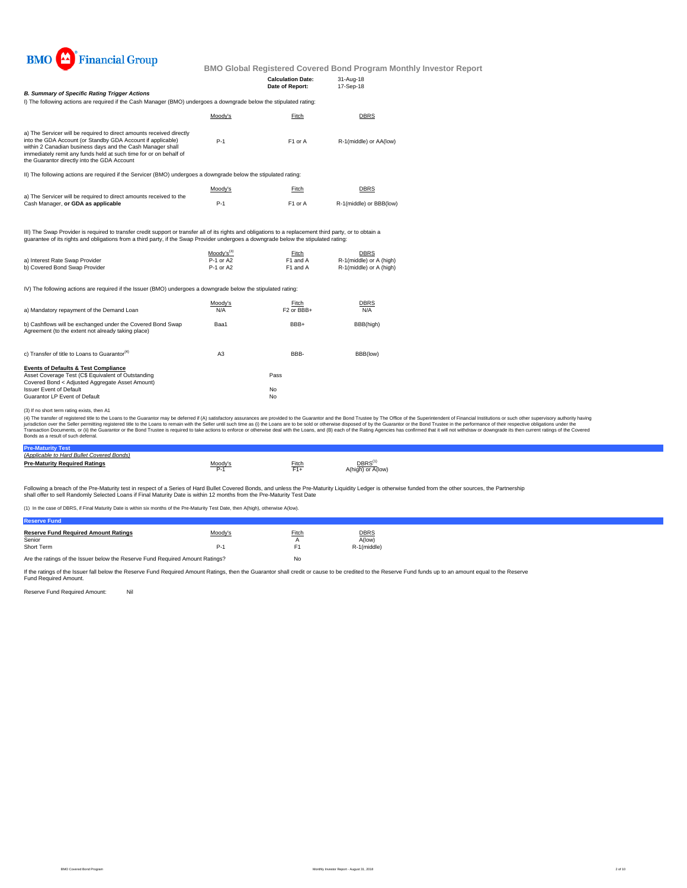**BMO Financial Group**

## BMO Global Registered Covered Bond Program Monthly Investor Report

| | |
|---|---|
| **Calculation Date:** | 31-Aug-18 |
| **Date of Report:** | 17-Sep-18 |

### *B. Summary of Specific Rating Trigger Actions*

I) The following actions are required if the Cash Manager (BMO) undergoes a downgrade below the stipulated rating:

| | Moody's | Fitch | DBRS |
|---|---|---|---|
| a) The Servicer will be required to direct amounts received directly into the GDA Account (or Standby GDA Account if applicable) within 2 Canadian business days and the Cash Manager shall immediately remit any funds held at such time for or on behalf of the Guarantor directly into the GDA Account | P-1 | F1 or A | R-1(middle) or AA(low) |

II) The following actions are required if the Servicer (BMO) undergoes a downgrade below the stipulated rating:

| | Moody's | Fitch | DBRS |
|---|---|---|---|
| a) The Servicer will be required to direct amounts received to the Cash Manager, **or GDA as applicable** | P-1 | F1 or A | R-1(middle) or BBB(low) |

III) The Swap Provider is required to transfer credit support or transfer all of its rights and obligations to a replacement third party, or to obtain a guarantee of its rights and obligations from a third party, if the Swap Provider undergoes a downgrade below the stipulated rating:

| | Moody's[3] | Fitch | DBRS |
|---|---|---|---|
| a) Interest Rate Swap Provider | P-1 or A2 | F1 and A | R-1(middle) or A (high) |
| b) Covered Bond Swap Provider | P-1 or A2 | F1 and A | R-1(middle) or A (high) |

IV) The following actions are required if the Issuer (BMO) undergoes a downgrade below the stipulated rating:

| | Moody's | Fitch | DBRS |
|---|---|---|---|
| a) Mandatory repayment of the Demand Loan | N/A | F2 or BBB+ | N/A |
| b) Cashflows will be exchanged under the Covered Bond Swap Agreement (to the extent not already taking place) | Baa1 | BBB+ | BBB(high) |
| c) Transfer of title to Loans to Guarantor[4] | A3 | BBB- | BBB(low) |

**Events of Defaults & Test Compliance**

| | |
|---|---|
| Asset Coverage Test (C$ Equivalent of Outstanding Covered Bond < Adjusted Aggregate Asset Amount) | Pass |
| Issuer Event of Default | No |
| Guarantor LP Event of Default | No |

(3) If no short term rating exists, then A1

(4) The transfer of registered title to the Loans to the Guarantor may be deferred if (A) satisfactory assurances are provided to the Guarantor and the Bond Trustee by The Office of the Superintendent of Financial Institutions or such other supervisory authority having jurisdiction over the Seller permitting registered title to the Loans to remain with the Seller until such time as (i) the Loans are to be sold or otherwise disposed of by the Guarantor or the Bond Trustee in the performance of their respective obligations under the Transaction Documents, or (ii) the Guarantor or the Bond Trustee is required to take actions to enforce or otherwise deal with the Loans, and (B) each of the Rating Agencies has confirmed that it will not withdraw or downgrade its then current ratings of the Covered Bonds as a result of such deferral.

### Pre-Maturity Test

*(Applicable to Hard Bullet Covered Bonds)*

| **Pre-Maturity Required Ratings** | Moody's | Fitch | DBRS[1] |
|---|---|---|---|
| | P-1 | F1+ | A(high) or A(low) |

Following a breach of the Pre-Maturity test in respect of a Series of Hard Bullet Covered Bonds, and unless the Pre-Maturity Liquidity Ledger is otherwise funded from the other sources, the Partnership shall offer to sell Randomly Selected Loans if Final Maturity Date is within 12 months from the Pre-Maturity Test Date

(1) In the case of DBRS, if Final Maturity Date is within six months of the Pre-Maturity Test Date, then A(high), otherwise A(low).

### Reserve Fund

| **Reserve Fund Required Amount Ratings** | Moody's | Fitch | DBRS |
|---|---|---|---|
| Senior | | A | A(low) |
| Short Term | P-1 | F1 | R-1(middle) |

Are the ratings of the Issuer below the Reserve Fund Required Amount Ratings? No

If the ratings of the Issuer fall below the Reserve Fund Required Amount Ratings, then the Guarantor shall credit or cause to be credited to the Reserve Fund funds up to an amount equal to the Reserve Fund Required Amount.

Reserve Fund Required Amount: Nil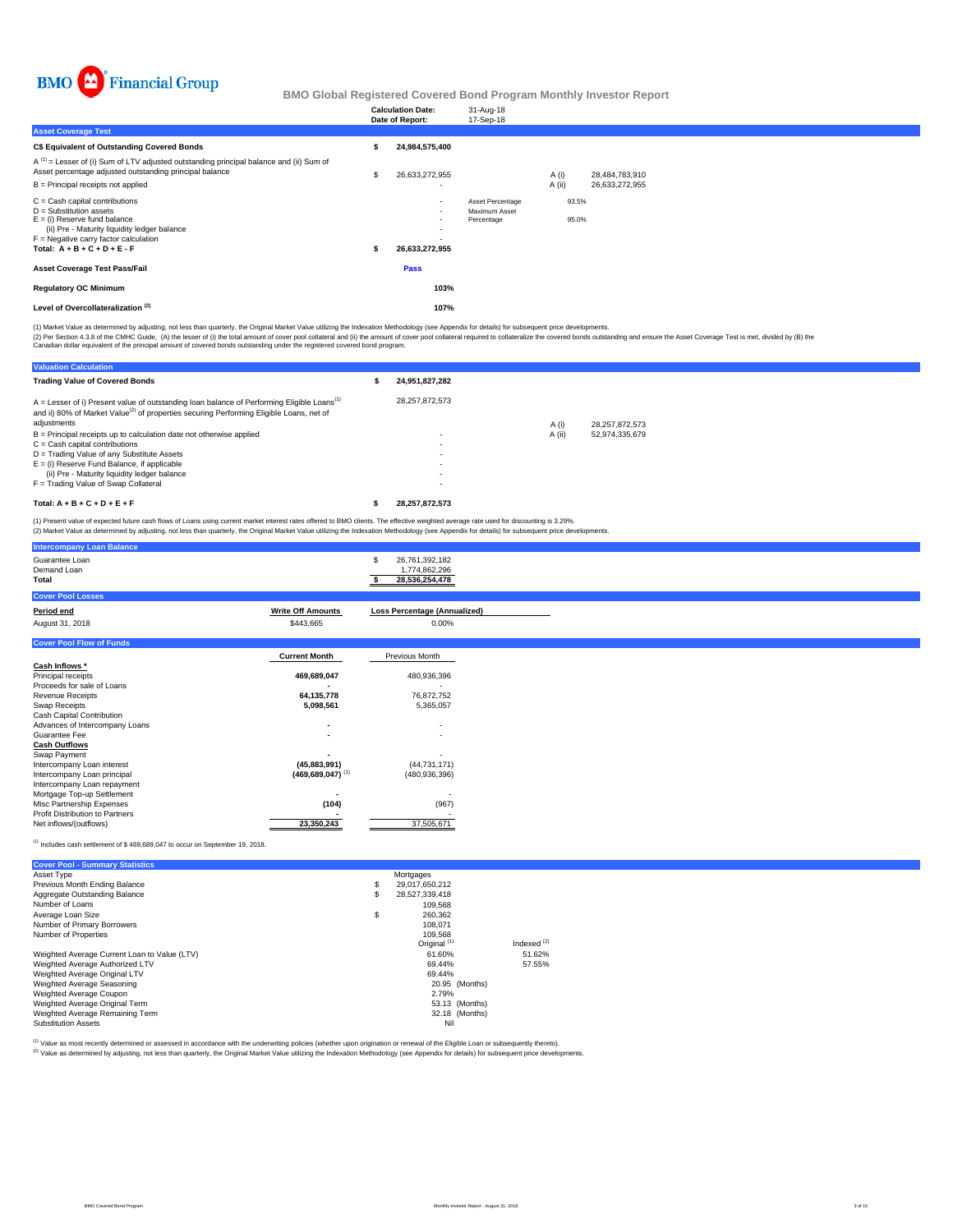BMO Financial Group

# BMO Global Registered Covered Bond Program Monthly Investor Report

| | |
|---|---|
| Calculation Date: | 31-Aug-18 |
| Date of Report: | 17-Sep-18 |

## Asset Coverage Test

| | | | | |
|---|---|---|---|---|
| **C$ Equivalent of Outstanding Covered Bonds** | $ 24,984,575,400 | | | |
| A [1] = Lesser of (i) Sum of LTV adjusted outstanding principal balance and (ii) Sum of Asset percentage adjusted outstanding principal balance | $ 26,633,272,955 | | A (i) | 28,484,783,910 |
| B = Principal receipts not applied | - | | A (ii) | 26,633,272,955 |
| C = Cash capital contributions | - | Asset Percentage | 93.5% | |
| D = Substitution assets | - | Maximum Asset Percentage | 95.0% | |
| E = (i) Reserve fund balance | - | | | |
| (ii) Pre - Maturity liquidity ledger balance | - | | | |
| F = Negative carry factor calculation | - | | | |
| **Total: A + B + C + D + E - F** | $ 26,633,272,955 | | | |
| **Asset Coverage Test Pass/Fail** | **Pass** | | | |
| **Regulatory OC Minimum** | 103% | | | |
| **Level of Overcollateralization [2]** | 107% | | | |

(1) Market Value as determined by adjusting, not less than quarterly, the Original Market Value utilizing the Indexation Methodology (see Appendix for details) for subsequent price developments.
(2) Per Section 4.3.8 of the CMHC Guide, (A) the lesser of (i) the total amount of cover pool collateral and (ii) the amount of cover pool collateral required to collateralize the covered bonds outstanding and ensure the Asset Coverage Test is met, divided by (B) the Canadian dollar equivalent of the principal amount of covered bonds outstanding under the registered covered bond program.

## Valuation Calculation

| | | | |
|---|---|---|---|
| **Trading Value of Covered Bonds** | $ 24,951,827,282 | | |
| A = Lesser of i) Present value of outstanding loan balance of Performing Eligible Loans[1] and ii) 80% of Market Value[2] of properties securing Performing Eligible Loans, net of adjustments | 28,257,872,573 | A (i) | 28,257,872,573 |
| B = Principal receipts up to calculation date not otherwise applied | - | A (ii) | 52,974,335,679 |
| C = Cash capital contributions | - | | |
| D = Trading Value of any Substitute Assets | - | | |
| E = (i) Reserve Fund Balance, if applicable | - | | |
| (ii) Pre - Maturity liquidity ledger balance | - | | |
| F = Trading Value of Swap Collateral | - | | |
| **Total: A + B + C + D + E + F** | $ 28,257,872,573 | | |

(1) Present value of expected future cash flows of Loans using current market interest rates offered to BMO clients. The effective weighted average rate used for discounting is 3.29%.
(2) Market Value as determined by adjusting, not less than quarterly, the Original Market Value utilizing the Indexation Methodology (see Appendix for details) for subsequent price developments.

## Intercompany Loan Balance

| | |
|---|---|
| Guarantee Loan | $ 26,761,392,182 |
| Demand Loan | 1,774,862,296 |
| **Total** | **$ 28,536,254,478** |

## Cover Pool Losses

| Period end | Write Off Amounts | Loss Percentage (Annualized) |
|---|---|---|
| August 31, 2018 | $443,665 | 0.00% |

## Cover Pool Flow of Funds

| | Current Month | Previous Month |
|---|---|---|
| **Cash Inflows *** | | |
| Principal receipts | 469,689,047 | 480,936,396 |
| Proceeds for sale of Loans | - | - |
| Revenue Receipts | 64,135,778 | 76,872,752 |
| Swap Receipts | 5,098,561 | 5,365,057 |
| Cash Capital Contribution | | |
| Advances of Intercompany Loans | - | - |
| Guarantee Fee | - | - |
| **Cash Outflows** | | |
| Swap Payment | - | - |
| Intercompany Loan interest | (45,883,991) | (44,731,171) |
| Intercompany Loan principal | (469,689,047) [1] | (480,936,396) |
| Intercompany Loan repayment | | |
| Mortgage Top-up Settlement | - | - |
| Misc Partnership Expenses | (104) | (967) |
| Profit Distribution to Partners | - | - |
| Net inflows/(outflows) | 23,350,243 | 37,505,671 |

(1) Includes cash settlement of $ 469,689,047 to occur on September 19, 2018.

## Cover Pool - Summary Statistics

| | | |
|---|---|---|
| Asset Type | Mortgages | |
| Previous Month Ending Balance | $ 29,017,650,212 | |
| Aggregate Outstanding Balance | $ 28,527,339,418 | |
| Number of Loans | 109,568 | |
| Average Loan Size | $ 260,362 | |
| Number of Primary Borrowers | 108,071 | |
| Number of Properties | 109,568 | |
| | Original [1] | Indexed [2] |
| Weighted Average Current Loan to Value (LTV) | 61.60% | 51.62% |
| Weighted Average Authorized LTV | 69.44% | 57.55% |
| Weighted Average Original LTV | 69.44% | |
| Weighted Average Seasoning | 20.95 (Months) | |
| Weighted Average Coupon | 2.79% | |
| Weighted Average Original Term | 53.13 (Months) | |
| Weighted Average Remaining Term | 32.18 (Months) | |
| Substitution Assets | Nil | |

(1) Value as most recently determined or assessed in accordance with the underwriting policies (whether upon origination or renewal of the Eligible Loan or subsequently thereto).
(2) Value as determined by adjusting, not less than quarterly, the Original Market Value utilizing the Indexation Methodology (see Appendix for details) for subsequent price developments.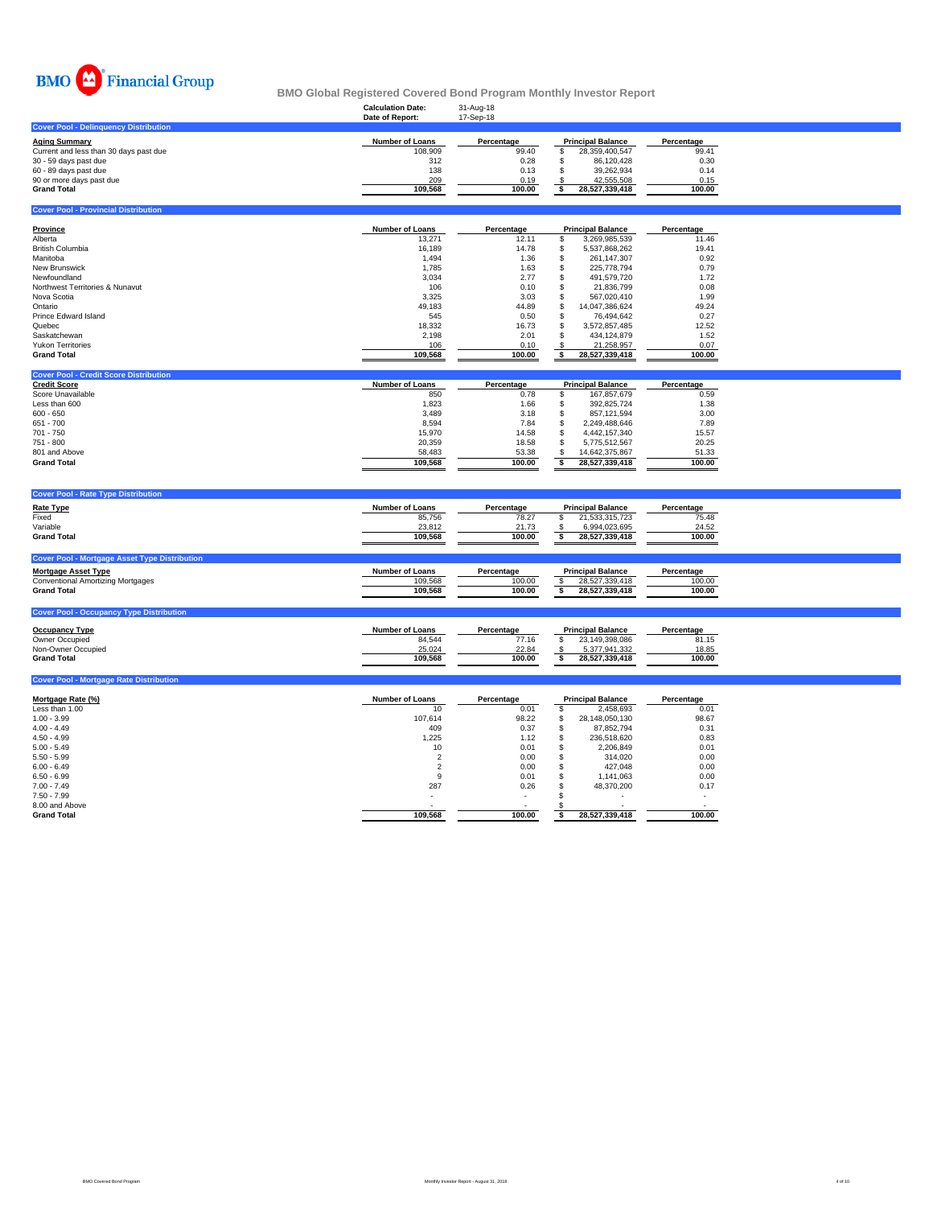BMO Financial Group

# BMO Global Registered Covered Bond Program Monthly Investor Report

**Calculation Date:** 31-Aug-18
**Date of Report:** 17-Sep-18

## Cover Pool - Delinquency Distribution

| Aging Summary | Number of Loans | Percentage | Principal Balance | Percentage |
|---|---|---|---|---|
| Current and less than 30 days past due | 108,909 | 99.40 | $ 28,359,400,547 | 99.41 |
| 30 - 59 days past due | 312 | 0.28 | $ 86,120,428 | 0.30 |
| 60 - 89 days past due | 138 | 0.13 | $ 39,262,934 | 0.14 |
| 90 or more days past due | 209 | 0.19 | $ 42,555,508 | 0.15 |
| **Grand Total** | **109,568** | **100.00** | **$ 28,527,339,418** | **100.00** |

## Cover Pool - Provincial Distribution

| Province | Number of Loans | Percentage | Principal Balance | Percentage |
|---|---|---|---|---|
| Alberta | 13,271 | 12.11 | $ 3,269,985,539 | 11.46 |
| British Columbia | 16,189 | 14.78 | $ 5,537,868,262 | 19.41 |
| Manitoba | 1,494 | 1.36 | $ 261,147,307 | 0.92 |
| New Brunswick | 1,785 | 1.63 | $ 225,778,794 | 0.79 |
| Newfoundland | 3,034 | 2.77 | $ 491,579,720 | 1.72 |
| Northwest Territories & Nunavut | 106 | 0.10 | $ 21,836,799 | 0.08 |
| Nova Scotia | 3,325 | 3.03 | $ 567,020,410 | 1.99 |
| Ontario | 49,183 | 44.89 | $ 14,047,386,624 | 49.24 |
| Prince Edward Island | 545 | 0.50 | $ 76,494,642 | 0.27 |
| Quebec | 18,332 | 16.73 | $ 3,572,857,485 | 12.52 |
| Saskatchewan | 2,198 | 2.01 | $ 434,124,879 | 1.52 |
| Yukon Territories | 106 | 0.10 | $ 21,258,957 | 0.07 |
| **Grand Total** | **109,568** | **100.00** | **$ 28,527,339,418** | **100.00** |

## Cover Pool - Credit Score Distribution

| Credit Score | Number of Loans | Percentage | Principal Balance | Percentage |
|---|---|---|---|---|
| Score Unavailable | 850 | 0.78 | $ 167,857,679 | 0.59 |
| Less than 600 | 1,823 | 1.66 | $ 392,825,724 | 1.38 |
| 600 - 650 | 3,489 | 3.18 | $ 857,121,594 | 3.00 |
| 651 - 700 | 8,594 | 7.84 | $ 2,249,488,646 | 7.89 |
| 701 - 750 | 15,970 | 14.58 | $ 4,442,157,340 | 15.57 |
| 751 - 800 | 20,359 | 18.58 | $ 5,775,512,567 | 20.25 |
| 801 and Above | 58,483 | 53.38 | $ 14,642,375,867 | 51.33 |
| **Grand Total** | **109,568** | **100.00** | **$ 28,527,339,418** | **100.00** |

## Cover Pool - Rate Type Distribution

| Rate Type | Number of Loans | Percentage | Principal Balance | Percentage |
|---|---|---|---|---|
| Fixed | 85,756 | 78.27 | $ 21,533,315,723 | 75.48 |
| Variable | 23,812 | 21.73 | $ 6,994,023,695 | 24.52 |
| **Grand Total** | **109,568** | **100.00** | **$ 28,527,339,418** | **100.00** |

## Cover Pool - Mortgage Asset Type Distribution

| Mortgage Asset Type | Number of Loans | Percentage | Principal Balance | Percentage |
|---|---|---|---|---|
| Conventional Amortizing Mortgages | 109,568 | 100.00 | $ 28,527,339,418 | 100.00 |
| **Grand Total** | **109,568** | **100.00** | **$ 28,527,339,418** | **100.00** |

## Cover Pool - Occupancy Type Distribution

| Occupancy Type | Number of Loans | Percentage | Principal Balance | Percentage |
|---|---|---|---|---|
| Owner Occupied | 84,544 | 77.16 | $ 23,149,398,086 | 81.15 |
| Non-Owner Occupied | 25,024 | 22.84 | $ 5,377,941,332 | 18.85 |
| **Grand Total** | **109,568** | **100.00** | **$ 28,527,339,418** | **100.00** |

## Cover Pool - Mortgage Rate Distribution

| Mortgage Rate (%) | Number of Loans | Percentage | Principal Balance | Percentage |
|---|---|---|---|---|
| Less than 1.00 | 10 | 0.01 | $ 2,458,693 | 0.01 |
| 1.00 - 3.99 | 107,614 | 98.22 | $ 28,148,050,130 | 98.67 |
| 4.00 - 4.49 | 409 | 0.37 | $ 87,852,794 | 0.31 |
| 4.50 - 4.99 | 1,225 | 1.12 | $ 236,518,620 | 0.83 |
| 5.00 - 5.49 | 10 | 0.01 | $ 2,206,849 | 0.01 |
| 5.50 - 5.99 | 2 | 0.00 | $ 314,020 | 0.00 |
| 6.00 - 6.49 | 2 | 0.00 | $ 427,048 | 0.00 |
| 6.50 - 6.99 | 9 | 0.01 | $ 1,141,063 | 0.00 |
| 7.00 - 7.49 | 287 | 0.26 | $ 48,370,200 | 0.17 |
| 7.50 - 7.99 | - | - | $ - | - |
| 8.00 and Above | - | - | $ - | - |
| **Grand Total** | **109,568** | **100.00** | **$ 28,527,339,418** | **100.00** |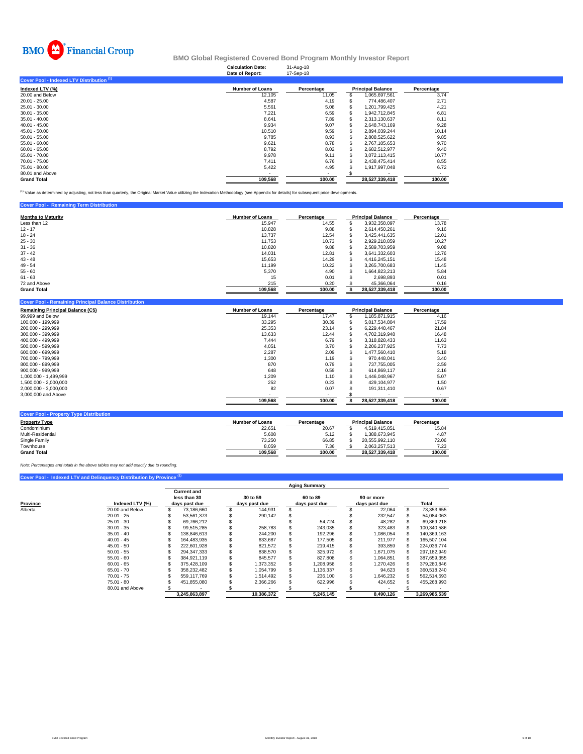BMO Financial Group

# BMO Global Registered Covered Bond Program Monthly Investor Report

| | |
|---|---|
| Calculation Date: | 31-Aug-18 |
| Date of Report: | 17-Sep-18 |

## Cover Pool - Indexed LTV Distribution [1]

| Indexed LTV (%) | Number of Loans | Percentage | Principal Balance | Percentage |
|---|---|---|---|---|
| 20.00 and Below | 12,105 | 11.05 | $ 1,065,697,561 | 3.74 |
| 20.01 - 25.00 | 4,587 | 4.19 | $ 774,486,407 | 2.71 |
| 25.01 - 30.00 | 5,561 | 5.08 | $ 1,201,799,425 | 4.21 |
| 30.01 - 35.00 | 7,221 | 6.59 | $ 1,942,712,845 | 6.81 |
| 35.01 - 40.00 | 8,641 | 7.89 | $ 2,313,130,637 | 8.11 |
| 40.01 - 45.00 | 9,934 | 9.07 | $ 2,648,743,169 | 9.28 |
| 45.01 - 50.00 | 10,510 | 9.59 | $ 2,894,039,244 | 10.14 |
| 50.01 - 55.00 | 9,785 | 8.93 | $ 2,808,525,622 | 9.85 |
| 55.01 - 60.00 | 9,621 | 8.78 | $ 2,767,105,653 | 9.70 |
| 60.01 - 65.00 | 8,792 | 8.02 | $ 2,682,512,977 | 9.40 |
| 65.01 - 70.00 | 9,978 | 9.11 | $ 3,072,113,415 | 10.77 |
| 70.01 - 75.00 | 7,411 | 6.76 | $ 2,438,475,414 | 8.55 |
| 75.01 - 80.00 | 5,422 | 4.95 | $ 1,917,997,048 | 6.72 |
| 80.01 and Above | - | - | $ - | - |
| **Grand Total** | **109,568** | **100.00** | **28,527,339,418** | **100.00** |

[1] Value as determined by adjusting, not less than quarterly, the Original Market Value utilizing the Indexation Methodology (see Appendix for details) for subsequent price developments.

## Cover Pool - Remaining Term Distribution

| Months to Maturity | Number of Loans | Percentage | Principal Balance | Percentage |
|---|---|---|---|---|
| Less than 12 | 15,947 | 14.55 | $ 3,932,358,097 | 13.78 |
| 12 - 17 | 10,828 | 9.88 | $ 2,614,450,261 | 9.16 |
| 18 - 24 | 13,737 | 12.54 | $ 3,425,441,635 | 12.01 |
| 25 - 30 | 11,753 | 10.73 | $ 2,929,218,859 | 10.27 |
| 31 - 36 | 10,820 | 9.88 | $ 2,589,703,959 | 9.08 |
| 37 - 42 | 14,031 | 12.81 | $ 3,641,332,603 | 12.76 |
| 43 - 48 | 15,653 | 14.29 | $ 4,416,245,151 | 15.48 |
| 49 - 54 | 11,199 | 10.22 | $ 3,265,700,683 | 11.45 |
| 55 - 60 | 5,370 | 4.90 | $ 1,664,823,213 | 5.84 |
| 61 - 63 | 15 | 0.01 | $ 2,698,893 | 0.01 |
| 72 and Above | 215 | 0.20 | $ 45,366,064 | 0.16 |
| **Grand Total** | **109,568** | **100.00** | **$ 28,527,339,418** | **100.00** |

## Cover Pool - Remaining Principal Balance Distribution

| Remaining Principal Balance (C$) | Number of Loans | Percentage | Principal Balance | Percentage |
|---|---|---|---|---|
| 99,999 and Below | 19,144 | 17.47 | $ 1,185,871,915 | 4.16 |
| 100,000 - 199,999 | 33,295 | 30.39 | $ 5,017,534,804 | 17.59 |
| 200,000 - 299,999 | 25,353 | 23.14 | $ 6,229,448,467 | 21.84 |
| 300,000 - 399,999 | 13,633 | 12.44 | $ 4,702,319,948 | 16.48 |
| 400,000 - 499,999 | 7,444 | 6.79 | $ 3,318,828,433 | 11.63 |
| 500,000 - 599,999 | 4,051 | 3.70 | $ 2,206,237,925 | 7.73 |
| 600,000 - 699,999 | 2,287 | 2.09 | $ 1,477,560,410 | 5.18 |
| 700,000 - 799,999 | 1,300 | 1.19 | $ 970,448,041 | 3.40 |
| 800,000 - 899,999 | 870 | 0.79 | $ 737,755,005 | 2.59 |
| 900,000 - 999,999 | 648 | 0.59 | $ 614,869,117 | 2.16 |
| 1,000,000 - 1,499,999 | 1,209 | 1.10 | $ 1,446,048,967 | 5.07 |
| 1,500,000 - 2,000,000 | 252 | 0.23 | $ 429,104,977 | 1.50 |
| 2,000,000 - 3,000,000 | 82 | 0.07 | $ 191,311,410 | 0.67 |
| 3,000,000 and Above | - | - | $ - | - |
| | **109,568** | **100.00** | **$ 28,527,339,418** | **100.00** |

## Cover Pool - Property Type Distribution

| Property Type | Number of Loans | Percentage | Principal Balance | Percentage |
|---|---|---|---|---|
| Condominium | 22,651 | 20.67 | $ 4,519,415,851 | 15.84 |
| Multi-Residential | 5,608 | 5.12 | $ 1,388,673,945 | 4.87 |
| Single Family | 73,250 | 66.85 | $ 20,555,992,110 | 72.06 |
| Townhouse | 8,059 | 7.36 | $ 2,063,257,513 | 7.23 |
| **Grand Total** | **109,568** | **100.00** | **$ 28,527,339,418** | **100.00** |

*Note: Percentages and totals in the above tables may not add exactly due to rounding.*

## Cover Pool - Indexed LTV and Delinquency Distribution by Province [1]

| | | Aging Summary | | | | |
|---|---|---|---|---|---|---|
| Province | Indexed LTV (%) | Current and less than 30 days past due | 30 to 59 days past due | 60 to 89 days past due | 90 or more days past due | Total |
| Alberta | 20.00 and Below | $ 73,186,660 | $ 144,931 | $ - | $ 22,064 | $ 73,353,655 |
| | 20.01 - 25 | $ 53,561,373 | $ 290,142 | $ - | $ 232,547 | $ 54,084,063 |
| | 25.01 - 30 | $ 69,766,212 | $ - | $ 54,724 | $ 48,282 | $ 69,869,218 |
| | 30.01 - 35 | $ 99,515,285 | $ 258,783 | $ 243,035 | $ 323,483 | $ 100,340,586 |
| | 35.01 - 40 | $ 138,846,613 | $ 244,200 | $ 192,296 | $ 1,086,054 | $ 140,369,163 |
| | 40.01 - 45 | $ 164,483,935 | $ 633,687 | $ 177,505 | $ 211,977 | $ 165,507,104 |
| | 45.01 - 50 | $ 222,601,928 | $ 821,572 | $ 219,415 | $ 393,859 | $ 224,036,774 |
| | 50.01 - 55 | $ 294,347,333 | $ 838,570 | $ 325,972 | $ 1,671,075 | $ 297,182,949 |
| | 55.01 - 60 | $ 384,921,119 | $ 845,577 | $ 827,808 | $ 1,064,851 | $ 387,659,355 |
| | 60.01 - 65 | $ 375,428,109 | $ 1,373,352 | $ 1,208,958 | $ 1,270,426 | $ 379,280,846 |
| | 65.01 - 70 | $ 358,232,482 | $ 1,054,799 | $ 1,136,337 | $ 94,623 | $ 360,518,240 |
| | 70.01 - 75 | $ 559,117,769 | $ 1,514,492 | $ 236,100 | $ 1,646,232 | $ 562,514,593 |
| | 75.01 - 80 | $ 451,855,080 | $ 2,366,266 | $ 622,996 | $ 424,652 | $ 455,268,993 |
| | 80.01 and Above | $ - | $ - | $ - | $ - | $ - |
| | | **3,245,863,897** | **10,386,372** | **5,245,145** | **8,490,126** | **3,269,985,539** |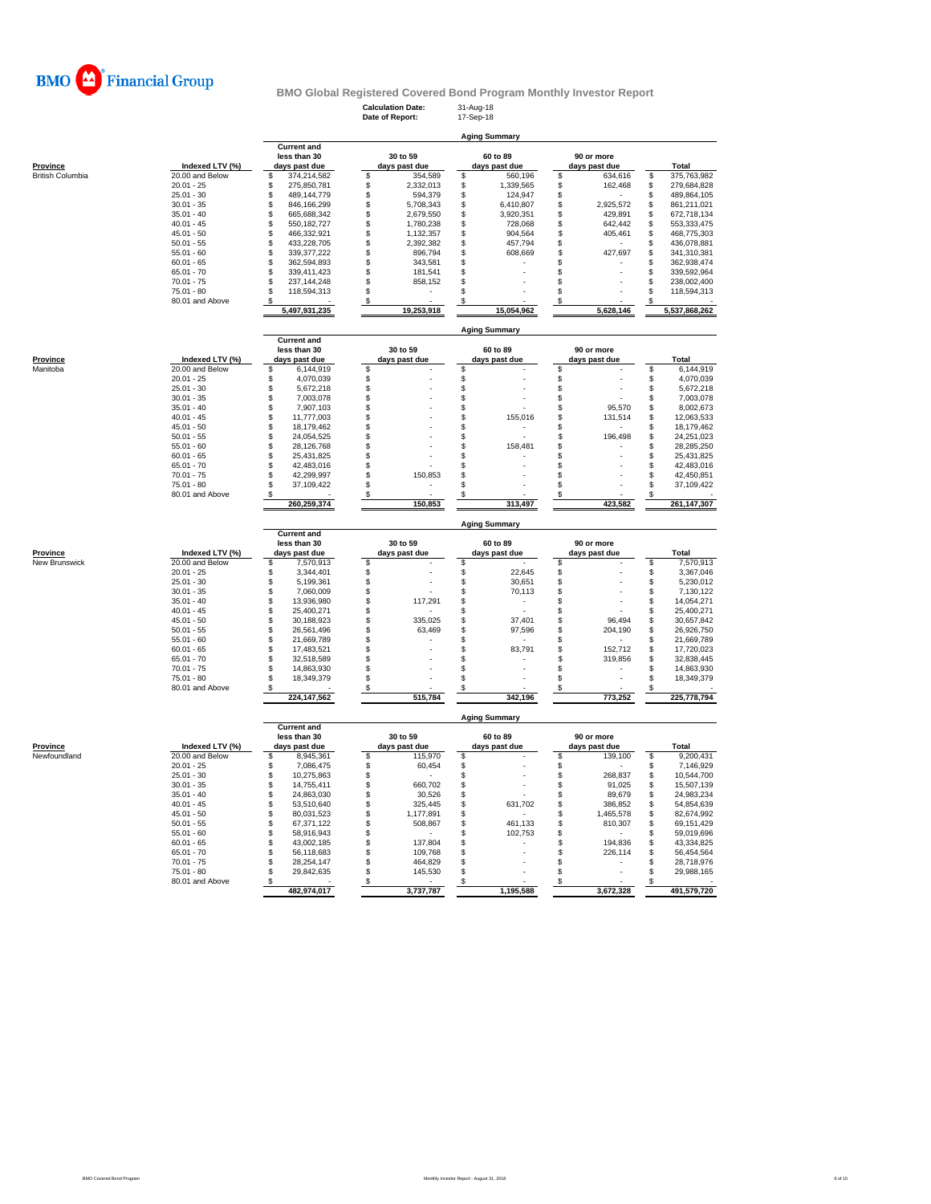BMO Financial Group

## BMO Global Registered Covered Bond Program Monthly Investor Report

**Calculation Date:** 31-Aug-18
**Date of Report:** 17-Sep-18

### Aging Summary

| Province | Indexed LTV (%) | Current and less than 30 days past due | 30 to 59 days past due | 60 to 89 days past due | 90 or more days past due | Total |
|---|---|---|---|---|---|---|
| British Columbia | 20.00 and Below | $ 374,214,582 | $ 354,589 | $ 560,196 | $ 634,616 | $ 375,763,982 |
| | 20.01 - 25 | $ 275,850,781 | $ 2,332,013 | $ 1,339,565 | $ 162,468 | $ 279,684,828 |
| | 25.01 - 30 | $ 489,144,779 | $ 594,379 | $ 124,947 | $ - | $ 489,864,105 |
| | 30.01 - 35 | $ 846,166,299 | $ 5,708,343 | $ 6,410,807 | $ 2,925,572 | $ 861,211,021 |
| | 35.01 - 40 | $ 665,688,342 | $ 2,679,550 | $ 3,920,351 | $ 429,891 | $ 672,718,134 |
| | 40.01 - 45 | $ 550,182,727 | $ 1,780,238 | $ 728,068 | $ 642,442 | $ 553,333,475 |
| | 45.01 - 50 | $ 466,332,921 | $ 1,132,357 | $ 904,564 | $ 405,461 | $ 468,775,303 |
| | 50.01 - 55 | $ 433,228,705 | $ 2,392,382 | $ 457,794 | $ - | $ 436,078,881 |
| | 55.01 - 60 | $ 339,377,222 | $ 896,794 | $ 608,669 | $ 427,697 | $ 341,310,381 |
| | 60.01 - 65 | $ 362,594,893 | $ 343,581 | $ - | $ - | $ 362,938,474 |
| | 65.01 - 70 | $ 339,411,423 | $ 181,541 | $ - | $ - | $ 339,592,964 |
| | 70.01 - 75 | $ 237,144,248 | $ 858,152 | $ - | $ - | $ 238,002,400 |
| | 75.01 - 80 | $ 118,594,313 | $ - | $ - | $ - | $ 118,594,313 |
| | 80.01 and Above | $ - | $ - | $ - | $ - | $ - |
| | | 5,497,931,235 | 19,253,918 | 15,054,962 | 5,628,146 | 5,537,868,262 |

### Aging Summary

| Province | Indexed LTV (%) | Current and less than 30 days past due | 30 to 59 days past due | 60 to 89 days past due | 90 or more days past due | Total |
|---|---|---|---|---|---|---|
| Manitoba | 20.00 and Below | $ 6,144,919 | $ - | $ - | $ - | $ 6,144,919 |
| | 20.01 - 25 | $ 4,070,039 | $ - | $ - | $ - | $ 4,070,039 |
| | 25.01 - 30 | $ 5,672,218 | $ - | $ - | $ - | $ 5,672,218 |
| | 30.01 - 35 | $ 7,003,078 | $ - | $ - | $ - | $ 7,003,078 |
| | 35.01 - 40 | $ 7,907,103 | $ - | $ - | $ 95,570 | $ 8,002,673 |
| | 40.01 - 45 | $ 11,777,003 | $ - | $ 155,016 | $ 131,514 | $ 12,063,533 |
| | 45.01 - 50 | $ 18,179,462 | $ - | $ - | $ - | $ 18,179,462 |
| | 50.01 - 55 | $ 24,054,525 | $ - | $ - | $ 196,498 | $ 24,251,023 |
| | 55.01 - 60 | $ 28,126,768 | $ - | $ 158,481 | $ - | $ 28,285,250 |
| | 60.01 - 65 | $ 25,431,825 | $ - | $ - | $ - | $ 25,431,825 |
| | 65.01 - 70 | $ 42,483,016 | $ - | $ - | $ - | $ 42,483,016 |
| | 70.01 - 75 | $ 42,299,997 | $ 150,853 | $ - | $ - | $ 42,450,851 |
| | 75.01 - 80 | $ 37,109,422 | $ - | $ - | $ - | $ 37,109,422 |
| | 80.01 and Above | $ - | $ - | $ - | $ - | $ - |
| | | 260,259,374 | 150,853 | 313,497 | 423,582 | 261,147,307 |

### Aging Summary

| Province | Indexed LTV (%) | Current and less than 30 days past due | 30 to 59 days past due | 60 to 89 days past due | 90 or more days past due | Total |
|---|---|---|---|---|---|---|
| New Brunswick | 20.00 and Below | $ 7,570,913 | $ - | $ - | $ - | $ 7,570,913 |
| | 20.01 - 25 | $ 3,344,401 | $ - | $ 22,645 | $ - | $ 3,367,046 |
| | 25.01 - 30 | $ 5,199,361 | $ - | $ 30,651 | $ - | $ 5,230,012 |
| | 30.01 - 35 | $ 7,060,009 | $ - | $ 70,113 | $ - | $ 7,130,122 |
| | 35.01 - 40 | $ 13,936,980 | $ 117,291 | $ - | $ - | $ 14,054,271 |
| | 40.01 - 45 | $ 25,400,271 | $ - | $ - | $ - | $ 25,400,271 |
| | 45.01 - 50 | $ 30,188,923 | $ 335,025 | $ 37,401 | $ 96,494 | $ 30,657,842 |
| | 50.01 - 55 | $ 26,561,496 | $ 63,469 | $ 97,596 | $ 204,190 | $ 26,926,750 |
| | 55.01 - 60 | $ 21,669,789 | $ - | $ - | $ - | $ 21,669,789 |
| | 60.01 - 65 | $ 17,483,521 | $ - | $ 83,791 | $ 152,712 | $ 17,720,023 |
| | 65.01 - 70 | $ 32,518,589 | $ - | $ - | $ 319,856 | $ 32,838,445 |
| | 70.01 - 75 | $ 14,863,930 | $ - | $ - | $ - | $ 14,863,930 |
| | 75.01 - 80 | $ 18,349,379 | $ - | $ - | $ - | $ 18,349,379 |
| | 80.01 and Above | $ - | $ - | $ - | $ - | $ - |
| | | 224,147,562 | 515,784 | 342,196 | 773,252 | 225,778,794 |

### Aging Summary

| Province | Indexed LTV (%) | Current and less than 30 days past due | 30 to 59 days past due | 60 to 89 days past due | 90 or more days past due | Total |
|---|---|---|---|---|---|---|
| Newfoundland | 20.00 and Below | $ 8,945,361 | $ 115,970 | $ - | $ 139,100 | $ 9,200,431 |
| | 20.01 - 25 | $ 7,086,475 | $ 60,454 | $ - | $ - | $ 7,146,929 |
| | 25.01 - 30 | $ 10,275,863 | $ - | $ - | $ 268,837 | $ 10,544,700 |
| | 30.01 - 35 | $ 14,755,411 | $ 660,702 | $ - | $ 91,025 | $ 15,507,139 |
| | 35.01 - 40 | $ 24,863,030 | $ 30,526 | $ - | $ 89,679 | $ 24,983,234 |
| | 40.01 - 45 | $ 53,510,640 | $ 325,445 | $ 631,702 | $ 386,852 | $ 54,854,639 |
| | 45.01 - 50 | $ 80,031,523 | $ 1,177,891 | $ - | $ 1,465,578 | $ 82,674,992 |
| | 50.01 - 55 | $ 67,371,122 | $ 508,867 | $ 461,133 | $ 810,307 | $ 69,151,429 |
| | 55.01 - 60 | $ 58,916,943 | $ - | $ 102,753 | $ - | $ 59,019,696 |
| | 60.01 - 65 | $ 43,002,185 | $ 137,804 | $ - | $ 194,836 | $ 43,334,825 |
| | 65.01 - 70 | $ 56,118,683 | $ 109,768 | $ - | $ 226,114 | $ 56,454,564 |
| | 70.01 - 75 | $ 28,254,147 | $ 464,829 | $ - | $ - | $ 28,718,976 |
| | 75.01 - 80 | $ 29,842,635 | $ 145,530 | $ - | $ - | $ 29,988,165 |
| | 80.01 and Above | $ - | $ - | $ - | $ - | $ - |
| | | 482,974,017 | 3,737,787 | 1,195,588 | 3,672,328 | 491,579,720 |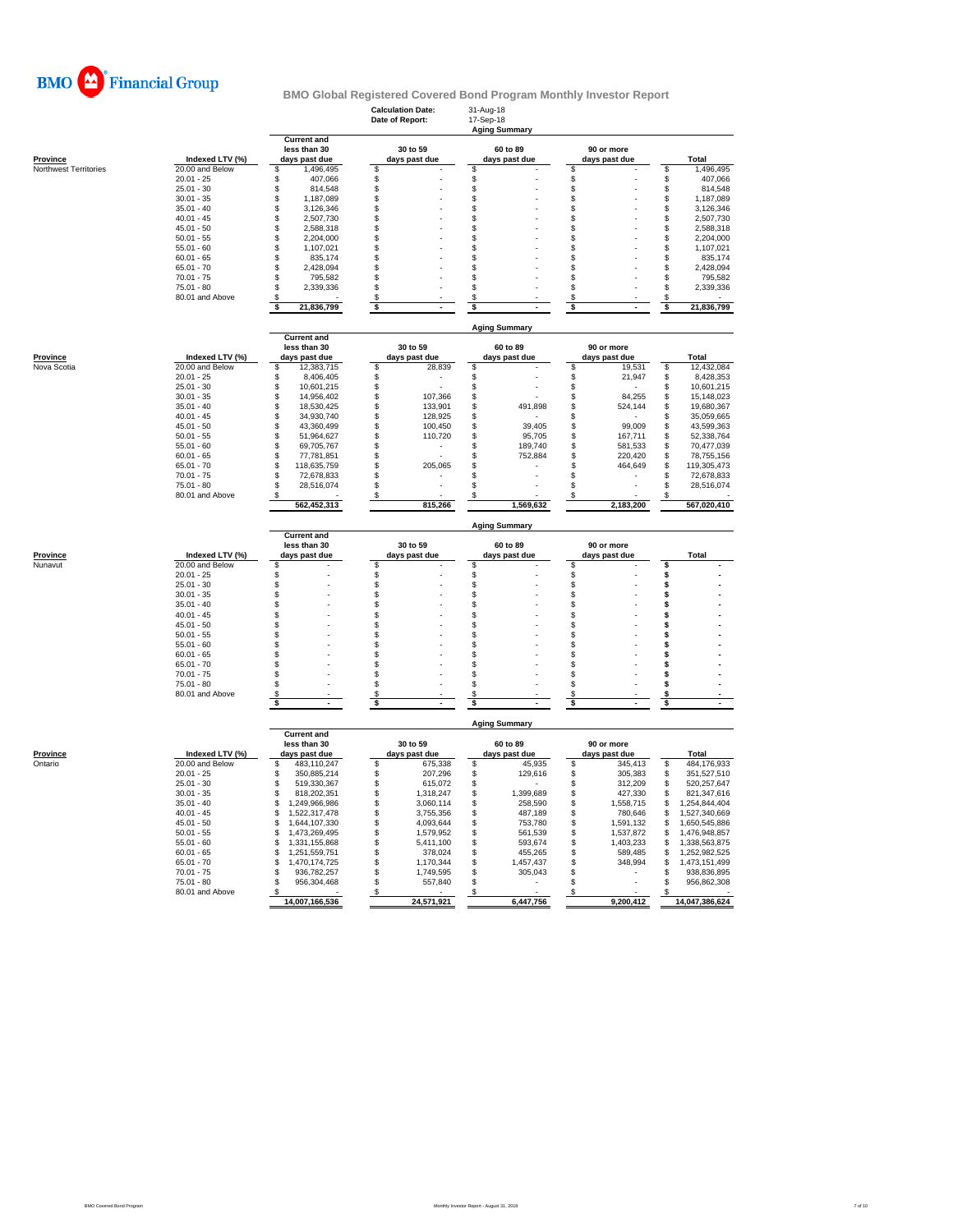# BMO Financial Group

## BMO Global Registered Covered Bond Program Monthly Investor Report

**Calculation Date:** 31-Aug-18
**Date of Report:** 17-Sep-18

### Aging Summary

| Province | Indexed LTV (%) | Current and less than 30 days past due | 30 to 59 days past due | 60 to 89 days past due | 90 or more days past due | Total |
|---|---|---|---|---|---|---|
| Northwest Territories | 20.00 and Below | $ 1,496,495 | $ - | $ - | $ - | $ 1,496,495 |
| | 20.01 - 25 | $ 407,066 | $ - | $ - | $ - | $ 407,066 |
| | 25.01 - 30 | $ 814,548 | $ - | $ - | $ - | $ 814,548 |
| | 30.01 - 35 | $ 1,187,089 | $ - | $ - | $ - | $ 1,187,089 |
| | 35.01 - 40 | $ 3,126,346 | $ - | $ - | $ - | $ 3,126,346 |
| | 40.01 - 45 | $ 2,507,730 | $ - | $ - | $ - | $ 2,507,730 |
| | 45.01 - 50 | $ 2,588,318 | $ - | $ - | $ - | $ 2,588,318 |
| | 50.01 - 55 | $ 2,204,000 | $ - | $ - | $ - | $ 2,204,000 |
| | 55.01 - 60 | $ 1,107,021 | $ - | $ - | $ - | $ 1,107,021 |
| | 60.01 - 65 | $ 835,174 | $ - | $ - | $ - | $ 835,174 |
| | 65.01 - 70 | $ 2,428,094 | $ - | $ - | $ - | $ 2,428,094 |
| | 70.01 - 75 | $ 795,582 | $ - | $ - | $ - | $ 795,582 |
| | 75.01 - 80 | $ 2,339,336 | $ - | $ - | $ - | $ 2,339,336 |
| | 80.01 and Above | $ - | $ - | $ - | $ - | $ - |
| | | $ 21,836,799 | $ - | $ - | $ - | $ 21,836,799 |

### Aging Summary

| Province | Indexed LTV (%) | Current and less than 30 days past due | 30 to 59 days past due | 60 to 89 days past due | 90 or more days past due | Total |
|---|---|---|---|---|---|---|
| Nova Scotia | 20.00 and Below | $ 12,383,715 | $ 28,839 | $ - | $ 19,531 | $ 12,432,084 |
| | 20.01 - 25 | $ 8,406,405 | $ - | $ - | $ 21,947 | $ 8,428,353 |
| | 25.01 - 30 | $ 10,601,215 | $ - | $ - | $ - | $ 10,601,215 |
| | 30.01 - 35 | $ 14,956,402 | $ 107,366 | $ - | $ 84,255 | $ 15,148,023 |
| | 35.01 - 40 | $ 18,530,425 | $ 133,901 | $ 491,898 | $ 524,144 | $ 19,680,367 |
| | 40.01 - 45 | $ 34,930,740 | $ 128,925 | $ - | $ - | $ 35,059,665 |
| | 45.01 - 50 | $ 43,360,499 | $ 100,450 | $ 39,405 | $ 99,009 | $ 43,599,363 |
| | 50.01 - 55 | $ 51,964,627 | $ 110,720 | $ 95,705 | $ 167,711 | $ 52,338,764 |
| | 55.01 - 60 | $ 69,705,767 | $ - | $ 189,740 | $ 581,533 | $ 70,477,039 |
| | 60.01 - 65 | $ 77,781,851 | $ - | $ 752,884 | $ 220,420 | $ 78,755,156 |
| | 65.01 - 70 | $ 118,635,759 | $ 205,065 | $ - | $ 464,649 | $ 119,305,473 |
| | 70.01 - 75 | $ 72,678,833 | $ - | $ - | $ - | $ 72,678,833 |
| | 75.01 - 80 | $ 28,516,074 | $ - | $ - | $ - | $ 28,516,074 |
| | 80.01 and Above | $ - | $ - | $ - | $ - | $ - |
| | | 562,452,313 | 815,266 | 1,569,632 | 2,183,200 | 567,020,410 |

### Aging Summary

| Province | Indexed LTV (%) | Current and less than 30 days past due | 30 to 59 days past due | 60 to 89 days past due | 90 or more days past due | Total |
|---|---|---|---|---|---|---|
| Nunavut | 20.00 and Below | $ - | $ - | $ - | $ - | $ - |
| | 20.01 - 25 | $ - | $ - | $ - | $ - | $ - |
| | 25.01 - 30 | $ - | $ - | $ - | $ - | $ - |
| | 30.01 - 35 | $ - | $ - | $ - | $ - | $ - |
| | 35.01 - 40 | $ - | $ - | $ - | $ - | $ - |
| | 40.01 - 45 | $ - | $ - | $ - | $ - | $ - |
| | 45.01 - 50 | $ - | $ - | $ - | $ - | $ - |
| | 50.01 - 55 | $ - | $ - | $ - | $ - | $ - |
| | 55.01 - 60 | $ - | $ - | $ - | $ - | $ - |
| | 60.01 - 65 | $ - | $ - | $ - | $ - | $ - |
| | 65.01 - 70 | $ - | $ - | $ - | $ - | $ - |
| | 70.01 - 75 | $ - | $ - | $ - | $ - | $ - |
| | 75.01 - 80 | $ - | $ - | $ - | $ - | $ - |
| | 80.01 and Above | $ - | $ - | $ - | $ - | $ - |
| | | $ - | $ - | $ - | $ - | $ - |

### Aging Summary

| Province | Indexed LTV (%) | Current and less than 30 days past due | 30 to 59 days past due | 60 to 89 days past due | 90 or more days past due | Total |
|---|---|---|---|---|---|---|
| Ontario | 20.00 and Below | $ 483,110,247 | $ 675,338 | $ 45,935 | $ 345,413 | $ 484,176,933 |
| | 20.01 - 25 | $ 350,885,214 | $ 207,296 | $ 129,616 | $ 305,383 | $ 351,527,510 |
| | 25.01 - 30 | $ 519,330,367 | $ 615,072 | $ - | $ 312,209 | $ 520,257,647 |
| | 30.01 - 35 | $ 818,202,351 | $ 1,318,247 | $ 1,399,689 | $ 427,330 | $ 821,347,616 |
| | 35.01 - 40 | $ 1,249,966,986 | $ 3,060,114 | $ 258,590 | $ 1,558,715 | $ 1,254,844,404 |
| | 40.01 - 45 | $ 1,522,317,478 | $ 3,755,356 | $ 487,189 | $ 780,646 | $ 1,527,340,669 |
| | 45.01 - 50 | $ 1,644,107,330 | $ 4,093,644 | $ 753,780 | $ 1,591,132 | $ 1,650,545,886 |
| | 50.01 - 55 | $ 1,473,269,495 | $ 1,579,952 | $ 561,539 | $ 1,537,872 | $ 1,476,948,857 |
| | 55.01 - 60 | $ 1,331,155,868 | $ 5,411,100 | $ 593,674 | $ 1,403,233 | $ 1,338,563,875 |
| | 60.01 - 65 | $ 1,251,559,751 | $ 378,024 | $ 455,265 | $ 589,485 | $ 1,252,982,525 |
| | 65.01 - 70 | $ 1,470,174,725 | $ 1,170,344 | $ 1,457,437 | $ 348,994 | $ 1,473,151,499 |
| | 70.01 - 75 | $ 936,782,257 | $ 1,749,595 | $ 305,043 | $ - | $ 938,836,895 |
| | 75.01 - 80 | $ 956,304,468 | $ 557,840 | $ - | $ - | $ 956,862,308 |
| | 80.01 and Above | $ - | $ - | $ - | $ - | $ - |
| | | 14,007,166,536 | 24,571,921 | 6,447,756 | 9,200,412 | 14,047,386,624 |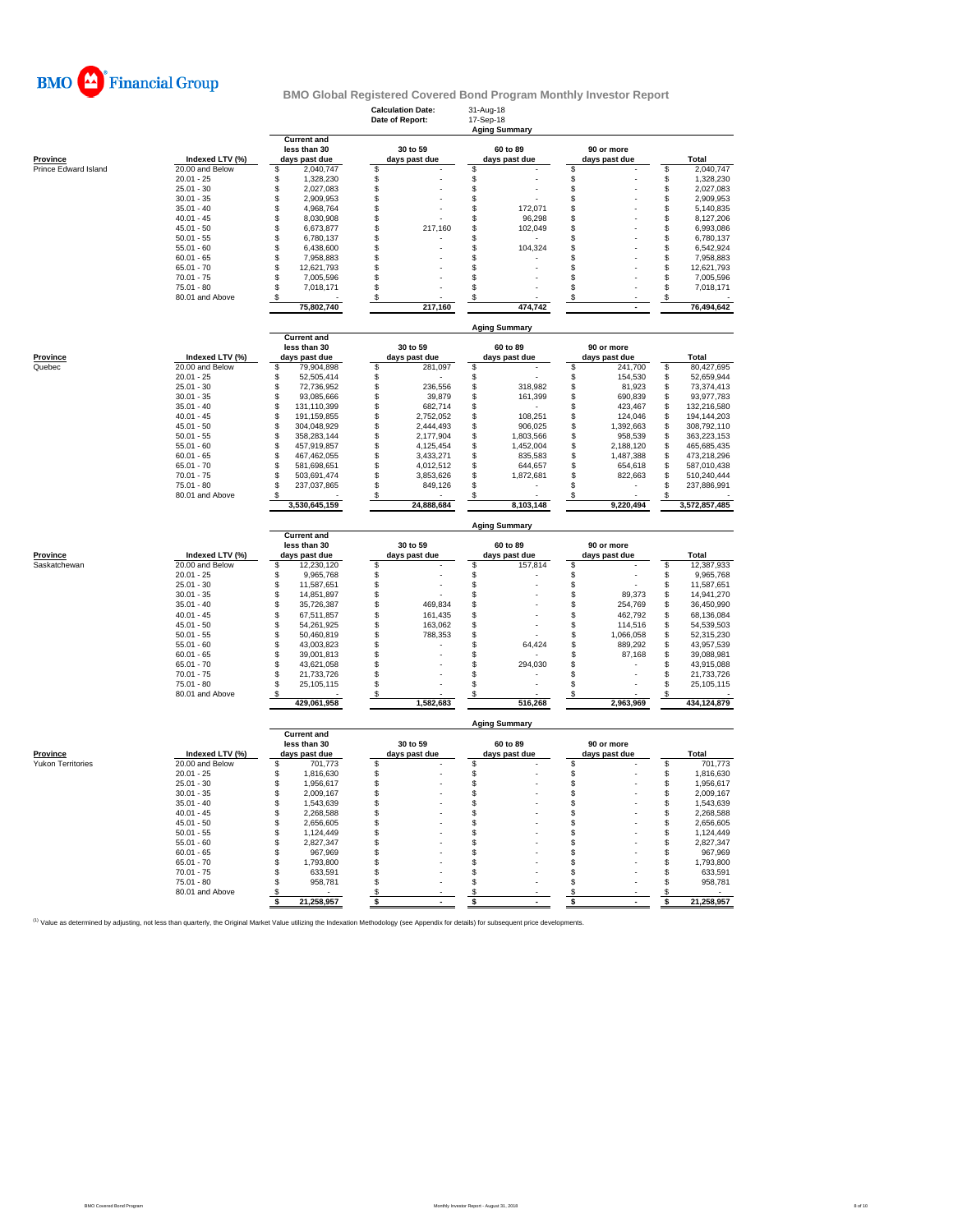BMO Financial Group

# BMO Global Registered Covered Bond Program Monthly Investor Report

**Calculation Date:** 31-Aug-18
**Date of Report:** 17-Sep-18

## Aging Summary

| Province | Indexed LTV (%) | Current and less than 30 days past due | 30 to 59 days past due | 60 to 89 days past due | 90 or more days past due | Total |
|---|---|---|---|---|---|---|
| Prince Edward Island | 20.00 and Below | $ 2,040,747 | $ - | $ - | $ - | $ 2,040,747 |
| | 20.01 - 25 | $ 1,328,230 | $ - | $ - | $ - | $ 1,328,230 |
| | 25.01 - 30 | $ 2,027,083 | $ - | $ - | $ - | $ 2,027,083 |
| | 30.01 - 35 | $ 2,909,953 | $ - | $ - | $ - | $ 2,909,953 |
| | 35.01 - 40 | $ 4,968,764 | $ - | $ 172,071 | $ - | $ 5,140,835 |
| | 40.01 - 45 | $ 8,030,908 | $ - | $ 96,298 | $ - | $ 8,127,206 |
| | 45.01 - 50 | $ 6,673,877 | $ 217,160 | $ 102,049 | $ - | $ 6,993,086 |
| | 50.01 - 55 | $ 6,780,137 | $ - | $ - | $ - | $ 6,780,137 |
| | 55.01 - 60 | $ 6,438,600 | $ - | $ 104,324 | $ - | $ 6,542,924 |
| | 60.01 - 65 | $ 7,958,883 | $ - | $ - | $ - | $ 7,958,883 |
| | 65.01 - 70 | $ 12,621,793 | $ - | $ - | $ - | $ 12,621,793 |
| | 70.01 - 75 | $ 7,005,596 | $ - | $ - | $ - | $ 7,005,596 |
| | 75.01 - 80 | $ 7,018,171 | $ - | $ - | $ - | $ 7,018,171 |
| | 80.01 and Above | $ - | $ - | $ - | $ - | $ - |
| | | 75,802,740 | 217,160 | 474,742 | - | 76,494,642 |

## Aging Summary

| Province | Indexed LTV (%) | Current and less than 30 days past due | 30 to 59 days past due | 60 to 89 days past due | 90 or more days past due | Total |
|---|---|---|---|---|---|---|
| Quebec | 20.00 and Below | $ 79,904,898 | $ 281,097 | $ - | $ 241,700 | $ 80,427,695 |
| | 20.01 - 25 | $ 52,505,414 | $ - | $ - | $ 154,530 | $ 52,659,944 |
| | 25.01 - 30 | $ 72,736,952 | $ 236,556 | $ 318,982 | $ 81,923 | $ 73,374,413 |
| | 30.01 - 35 | $ 93,085,666 | $ 39,879 | $ 161,399 | $ 690,839 | $ 93,977,783 |
| | 35.01 - 40 | $ 131,110,399 | $ 682,714 | $ - | $ 423,467 | $ 132,216,580 |
| | 40.01 - 45 | $ 191,159,855 | $ 2,752,052 | $ 108,251 | $ 124,046 | $ 194,144,203 |
| | 45.01 - 50 | $ 304,048,929 | $ 2,444,493 | $ 906,025 | $ 1,392,663 | $ 308,792,110 |
| | 50.01 - 55 | $ 358,283,144 | $ 2,177,904 | $ 1,803,566 | $ 958,539 | $ 363,223,153 |
| | 55.01 - 60 | $ 457,919,857 | $ 4,125,454 | $ 1,452,004 | $ 2,188,120 | $ 465,685,435 |
| | 60.01 - 65 | $ 467,462,055 | $ 3,433,271 | $ 835,583 | $ 1,487,388 | $ 473,218,296 |
| | 65.01 - 70 | $ 581,698,651 | $ 4,012,512 | $ 644,657 | $ 654,618 | $ 587,010,438 |
| | 70.01 - 75 | $ 503,691,474 | $ 3,853,626 | $ 1,872,681 | $ 822,663 | $ 510,240,444 |
| | 75.01 - 80 | $ 237,037,865 | $ 849,126 | $ - | $ - | $ 237,886,991 |
| | 80.01 and Above | $ - | $ - | $ - | $ - | $ - |
| | | 3,530,645,159 | 24,888,684 | 8,103,148 | 9,220,494 | 3,572,857,485 |

## Aging Summary

| Province | Indexed LTV (%) | Current and less than 30 days past due | 30 to 59 days past due | 60 to 89 days past due | 90 or more days past due | Total |
|---|---|---|---|---|---|---|
| Saskatchewan | 20.00 and Below | $ 12,230,120 | $ - | $ 157,814 | $ - | $ 12,387,933 |
| | 20.01 - 25 | $ 9,965,768 | $ - | $ - | $ - | $ 9,965,768 |
| | 25.01 - 30 | $ 11,587,651 | $ - | $ - | $ - | $ 11,587,651 |
| | 30.01 - 35 | $ 14,851,897 | $ - | $ - | $ 89,373 | $ 14,941,270 |
| | 35.01 - 40 | $ 35,726,387 | $ 469,834 | $ - | $ 254,769 | $ 36,450,990 |
| | 40.01 - 45 | $ 67,511,857 | $ 161,435 | $ - | $ 462,792 | $ 68,136,084 |
| | 45.01 - 50 | $ 54,261,925 | $ 163,062 | $ - | $ 114,516 | $ 54,539,503 |
| | 50.01 - 55 | $ 50,460,819 | $ 788,353 | $ - | $ 1,066,058 | $ 52,315,230 |
| | 55.01 - 60 | $ 43,003,823 | $ - | $ 64,424 | $ 889,292 | $ 43,957,539 |
| | 60.01 - 65 | $ 39,001,813 | $ - | $ - | $ 87,168 | $ 39,088,981 |
| | 65.01 - 70 | $ 43,621,058 | $ - | $ 294,030 | $ - | $ 43,915,088 |
| | 70.01 - 75 | $ 21,733,726 | $ - | $ - | $ - | $ 21,733,726 |
| | 75.01 - 80 | $ 25,105,115 | $ - | $ - | $ - | $ 25,105,115 |
| | 80.01 and Above | $ - | $ - | $ - | $ - | $ - |
| | | 429,061,958 | 1,582,683 | 516,268 | 2,963,969 | 434,124,879 |

## Aging Summary

| Province | Indexed LTV (%) | Current and less than 30 days past due | 30 to 59 days past due | 60 to 89 days past due | 90 or more days past due | Total |
|---|---|---|---|---|---|---|
| Yukon Territories | 20.00 and Below | $ 701,773 | $ - | $ - | $ - | $ 701,773 |
| | 20.01 - 25 | $ 1,816,630 | $ - | $ - | $ - | $ 1,816,630 |
| | 25.01 - 30 | $ 1,956,617 | $ - | $ - | $ - | $ 1,956,617 |
| | 30.01 - 35 | $ 2,009,167 | $ - | $ - | $ - | $ 2,009,167 |
| | 35.01 - 40 | $ 1,543,639 | $ - | $ - | $ - | $ 1,543,639 |
| | 40.01 - 45 | $ 2,268,588 | $ - | $ - | $ - | $ 2,268,588 |
| | 45.01 - 50 | $ 2,656,605 | $ - | $ - | $ - | $ 2,656,605 |
| | 50.01 - 55 | $ 1,124,449 | $ - | $ - | $ - | $ 1,124,449 |
| | 55.01 - 60 | $ 2,827,347 | $ - | $ - | $ - | $ 2,827,347 |
| | 60.01 - 65 | $ 967,969 | $ - | $ - | $ - | $ 967,969 |
| | 65.01 - 70 | $ 1,793,800 | $ - | $ - | $ - | $ 1,793,800 |
| | 70.01 - 75 | $ 633,591 | $ - | $ - | $ - | $ 633,591 |
| | 75.01 - 80 | $ 958,781 | $ - | $ - | $ - | $ 958,781 |
| | 80.01 and Above | $ - | $ - | $ - | $ - | $ - |
| | | $ 21,258,957 | $ - | $ - | $ - | $ 21,258,957 |

[1] Value as determined by adjusting, not less than quarterly, the Original Market Value utilizing the Indexation Methodology (see Appendix for details) for subsequent price developments.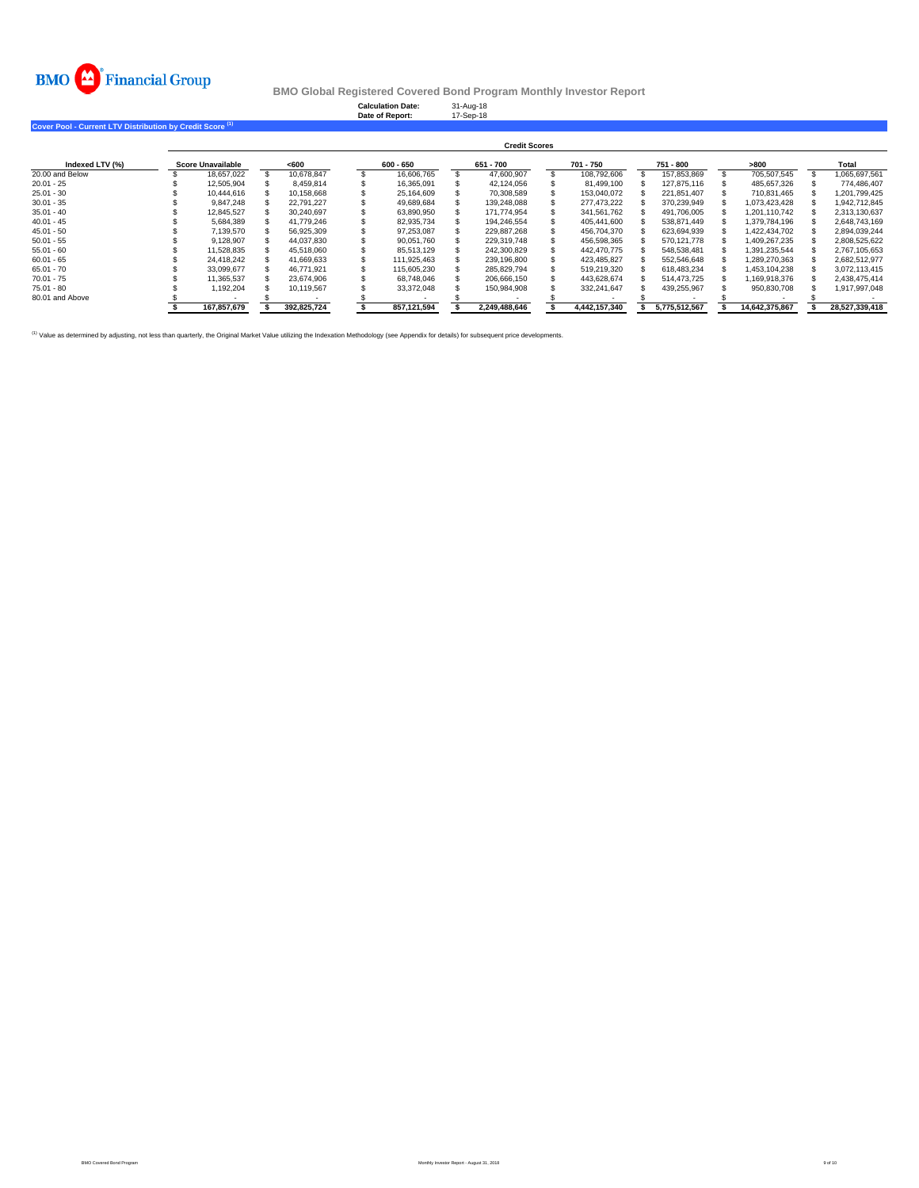BMO Financial Group

# BMO Global Registered Covered Bond Program Monthly Investor Report

**Calculation Date:** 31-Aug-18
**Date of Report:** 17-Sep-18

## Cover Pool - Current LTV Distribution by Credit Score [(1)]

| | Credit Scores | | | | | | | |
|---|---|---|---|---|---|---|---|---|
| **Indexed LTV (%)** | **Score Unavailable** | **<600** | **600 - 650** | **651 - 700** | **701 - 750** | **751 - 800** | **>800** | **Total** |
| 20.00 and Below | $ 18,657,022 | $ 10,678,847 | $ 16,606,765 | $ 47,600,907 | $ 108,792,606 | $ 157,853,869 | $ 705,507,545 | $ 1,065,697,561 |
| 20.01 - 25 | $ 12,505,904 | $ 8,459,814 | $ 16,365,091 | $ 42,124,056 | $ 81,499,100 | $ 127,875,116 | $ 485,657,326 | $ 774,486,407 |
| 25.01 - 30 | $ 10,444,616 | $ 10,158,668 | $ 25,164,609 | $ 70,308,589 | $ 153,040,072 | $ 221,851,407 | $ 710,831,465 | $ 1,201,799,425 |
| 30.01 - 35 | $ 9,847,248 | $ 22,791,227 | $ 49,689,684 | $ 139,248,088 | $ 277,473,222 | $ 370,239,949 | $ 1,073,423,428 | $ 1,942,712,845 |
| 35.01 - 40 | $ 12,845,527 | $ 30,240,697 | $ 63,890,950 | $ 171,774,954 | $ 341,561,762 | $ 491,706,005 | $ 1,201,110,742 | $ 2,313,130,637 |
| 40.01 - 45 | $ 5,684,389 | $ 41,779,246 | $ 82,935,734 | $ 194,246,554 | $ 405,441,600 | $ 538,871,449 | $ 1,379,784,196 | $ 2,648,743,169 |
| 45.01 - 50 | $ 7,139,570 | $ 56,925,309 | $ 97,253,087 | $ 229,887,268 | $ 456,704,370 | $ 623,694,939 | $ 1,422,434,702 | $ 2,894,039,244 |
| 50.01 - 55 | $ 9,128,907 | $ 44,037,830 | $ 90,051,760 | $ 229,319,748 | $ 456,598,365 | $ 570,121,778 | $ 1,409,267,235 | $ 2,808,525,622 |
| 55.01 - 60 | $ 11,528,835 | $ 45,518,060 | $ 85,513,129 | $ 242,300,829 | $ 442,470,775 | $ 548,538,481 | $ 1,391,235,544 | $ 2,767,105,653 |
| 60.01 - 65 | $ 24,418,242 | $ 41,669,633 | $ 111,925,463 | $ 239,196,800 | $ 423,485,827 | $ 552,546,648 | $ 1,289,270,363 | $ 2,682,512,977 |
| 65.01 - 70 | $ 33,099,677 | $ 46,771,921 | $ 115,605,230 | $ 285,829,794 | $ 519,219,320 | $ 618,483,234 | $ 1,453,104,238 | $ 3,072,113,415 |
| 70.01 - 75 | $ 11,365,537 | $ 23,674,906 | $ 68,748,046 | $ 206,666,150 | $ 443,628,674 | $ 514,473,725 | $ 1,169,918,376 | $ 2,438,475,414 |
| 75.01 - 80 | $ 1,192,204 | $ 10,119,567 | $ 33,372,048 | $ 150,984,908 | $ 332,241,647 | $ 439,255,967 | $ 950,830,708 | $ 1,917,997,048 |
| 80.01 and Above | $ - | $ - | $ - | $ - | $ - | $ - | $ - | $ - |
| | **$ 167,857,679** | **$ 392,825,724** | **$ 857,121,594** | **$ 2,249,488,646** | **$ 4,442,157,340** | **$ 5,775,512,567** | **$ 14,642,375,867** | **$ 28,527,339,418** |

[(1)] Value as determined by adjusting, not less than quarterly, the Original Market Value utilizing the Indexation Methodology (see Appendix for details) for subsequent price developments.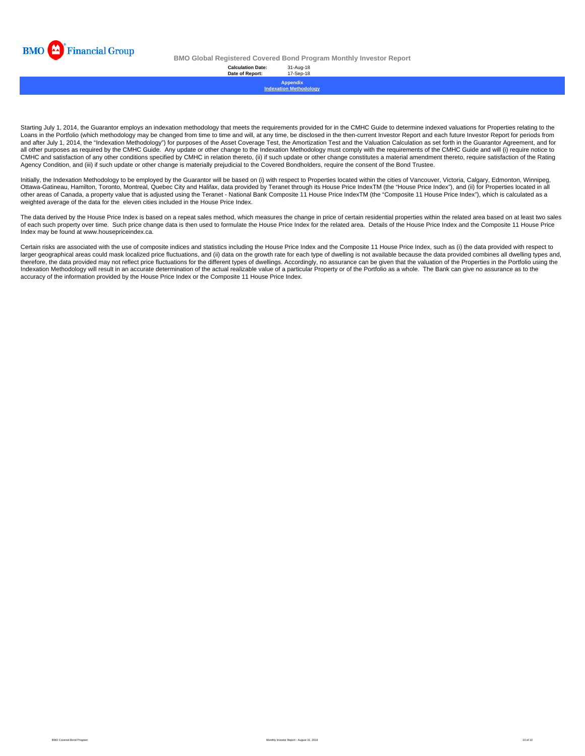BMO Financial Group

# BMO Global Registered Covered Bond Program Monthly Investor Report

**Calculation Date:** 31-Aug-18
**Date of Report:** 17-Sep-18

## Appendix
### Indexation Methodology

Starting July 1, 2014, the Guarantor employs an indexation methodology that meets the requirements provided for in the CMHC Guide to determine indexed valuations for Properties relating to the Loans in the Portfolio (which methodology may be changed from time to time and will, at any time, be disclosed in the then-current Investor Report and each future Investor Report for periods from and after July 1, 2014, the "Indexation Methodology") for purposes of the Asset Coverage Test, the Amortization Test and the Valuation Calculation as set forth in the Guarantor Agreement, and for all other purposes as required by the CMHC Guide. Any update or other change to the Indexation Methodology must comply with the requirements of the CMHC Guide and will (i) require notice to CMHC and satisfaction of any other conditions specified by CMHC in relation thereto, (ii) if such update or other change constitutes a material amendment thereto, require satisfaction of the Rating Agency Condition, and (iii) if such update or other change is materially prejudicial to the Covered Bondholders, require the consent of the Bond Trustee.

Initially, the Indexation Methodology to be employed by the Guarantor will be based on (i) with respect to Properties located within the cities of Vancouver, Victoria, Calgary, Edmonton, Winnipeg, Ottawa-Gatineau, Hamilton, Toronto, Montreal, Quebec City and Halifax, data provided by Teranet through its House Price IndexTM (the "House Price Index"), and (ii) for Properties located in all other areas of Canada, a property value that is adjusted using the Teranet - National Bank Composite 11 House Price IndexTM (the "Composite 11 House Price Index"), which is calculated as a weighted average of the data for the eleven cities included in the House Price Index.

The data derived by the House Price Index is based on a repeat sales method, which measures the change in price of certain residential properties within the related area based on at least two sales of each such property over time. Such price change data is then used to formulate the House Price Index for the related area. Details of the House Price Index and the Composite 11 House Price Index may be found at www.housepriceindex.ca.

Certain risks are associated with the use of composite indices and statistics including the House Price Index and the Composite 11 House Price Index, such as (i) the data provided with respect to larger geographical areas could mask localized price fluctuations, and (ii) data on the growth rate for each type of dwelling is not available because the data provided combines all dwelling types and, therefore, the data provided may not reflect price fluctuations for the different types of dwellings. Accordingly, no assurance can be given that the valuation of the Properties in the Portfolio using the Indexation Methodology will result in an accurate determination of the actual realizable value of a particular Property or of the Portfolio as a whole. The Bank can give no assurance as to the accuracy of the information provided by the House Price Index or the Composite 11 House Price Index.